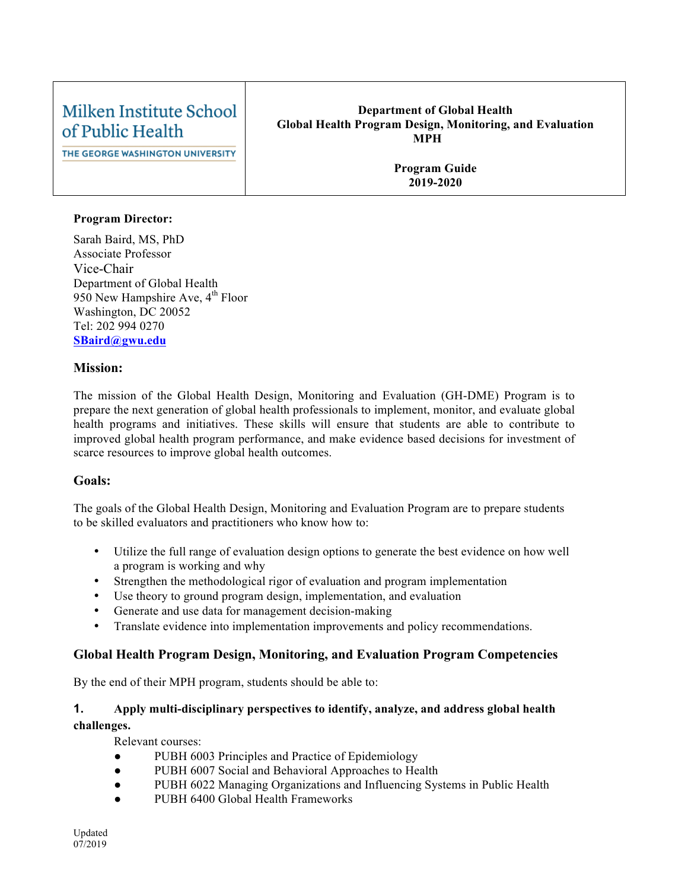| Milken Institute School of Public Health<br>THE GEORGE WASHINGTON UNIVERSITY | **Department of Global Health**<br>**Global Health Program Design, Monitoring, and Evaluation MPH**<br><br>**Program Guide**<br>**2019-2020** |
|---|---|

**Program Director:**

Sarah Baird, MS, PhD
Associate Professor
Vice-Chair
Department of Global Health
950 New Hampshire Ave, 4th Floor
Washington, DC 20052
Tel: 202 994 0270
**SBaird@gwu.edu**

## Mission:

The mission of the Global Health Design, Monitoring and Evaluation (GH-DME) Program is to prepare the next generation of global health professionals to implement, monitor, and evaluate global health programs and initiatives. These skills will ensure that students are able to contribute to improved global health program performance, and make evidence based decisions for investment of scarce resources to improve global health outcomes.

## Goals:

The goals of the Global Health Design, Monitoring and Evaluation Program are to prepare students to be skilled evaluators and practitioners who know how to:

- Utilize the full range of evaluation design options to generate the best evidence on how well a program is working and why
- Strengthen the methodological rigor of evaluation and program implementation
- Use theory to ground program design, implementation, and evaluation
- Generate and use data for management decision-making
- Translate evidence into implementation improvements and policy recommendations.

## Global Health Program Design, Monitoring, and Evaluation Program Competencies

By the end of their MPH program, students should be able to:

### 1. Apply multi-disciplinary perspectives to identify, analyze, and address global health challenges.

Relevant courses:

- PUBH 6003 Principles and Practice of Epidemiology
- PUBH 6007 Social and Behavioral Approaches to Health
- PUBH 6022 Managing Organizations and Influencing Systems in Public Health
- PUBH 6400 Global Health Frameworks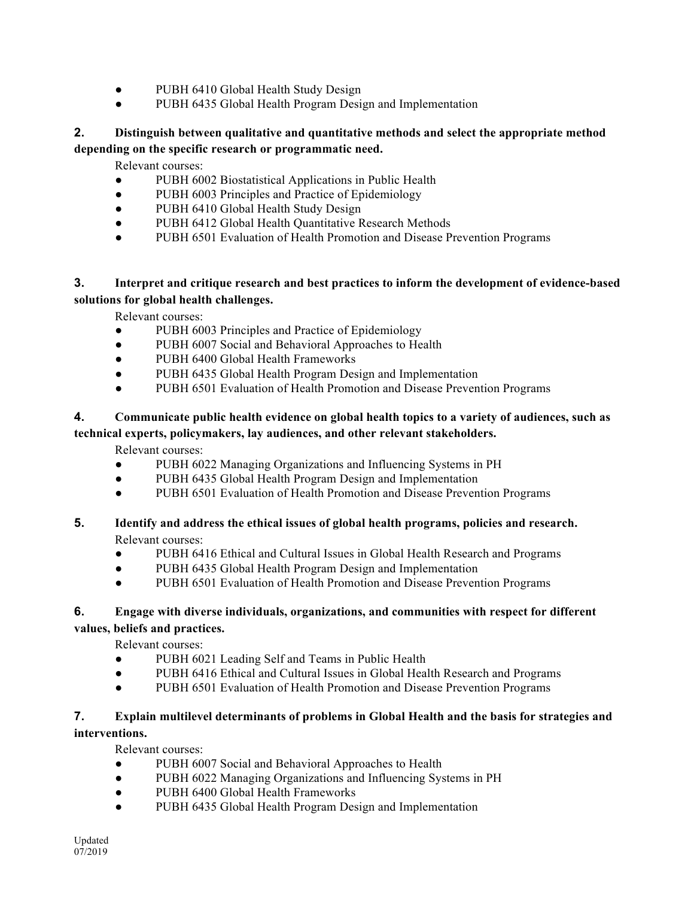- PUBH 6410 Global Health Study Design
- PUBH 6435 Global Health Program Design and Implementation

**2. Distinguish between qualitative and quantitative methods and select the appropriate method depending on the specific research or programmatic need.**

Relevant courses:

- PUBH 6002 Biostatistical Applications in Public Health
- PUBH 6003 Principles and Practice of Epidemiology
- PUBH 6410 Global Health Study Design
- PUBH 6412 Global Health Quantitative Research Methods
- PUBH 6501 Evaluation of Health Promotion and Disease Prevention Programs

**3. Interpret and critique research and best practices to inform the development of evidence-based solutions for global health challenges.**

Relevant courses:

- PUBH 6003 Principles and Practice of Epidemiology
- PUBH 6007 Social and Behavioral Approaches to Health
- PUBH 6400 Global Health Frameworks
- PUBH 6435 Global Health Program Design and Implementation
- PUBH 6501 Evaluation of Health Promotion and Disease Prevention Programs

**4. Communicate public health evidence on global health topics to a variety of audiences, such as technical experts, policymakers, lay audiences, and other relevant stakeholders.**

Relevant courses:

- PUBH 6022 Managing Organizations and Influencing Systems in PH
- PUBH 6435 Global Health Program Design and Implementation
- PUBH 6501 Evaluation of Health Promotion and Disease Prevention Programs

**5. Identify and address the ethical issues of global health programs, policies and research.**

Relevant courses:

- PUBH 6416 Ethical and Cultural Issues in Global Health Research and Programs
- PUBH 6435 Global Health Program Design and Implementation
- PUBH 6501 Evaluation of Health Promotion and Disease Prevention Programs

**6. Engage with diverse individuals, organizations, and communities with respect for different values, beliefs and practices.**

Relevant courses:

- PUBH 6021 Leading Self and Teams in Public Health
- PUBH 6416 Ethical and Cultural Issues in Global Health Research and Programs
- PUBH 6501 Evaluation of Health Promotion and Disease Prevention Programs

**7. Explain multilevel determinants of problems in Global Health and the basis for strategies and interventions.**

Relevant courses:

- PUBH 6007 Social and Behavioral Approaches to Health
- PUBH 6022 Managing Organizations and Influencing Systems in PH
- PUBH 6400 Global Health Frameworks
- PUBH 6435 Global Health Program Design and Implementation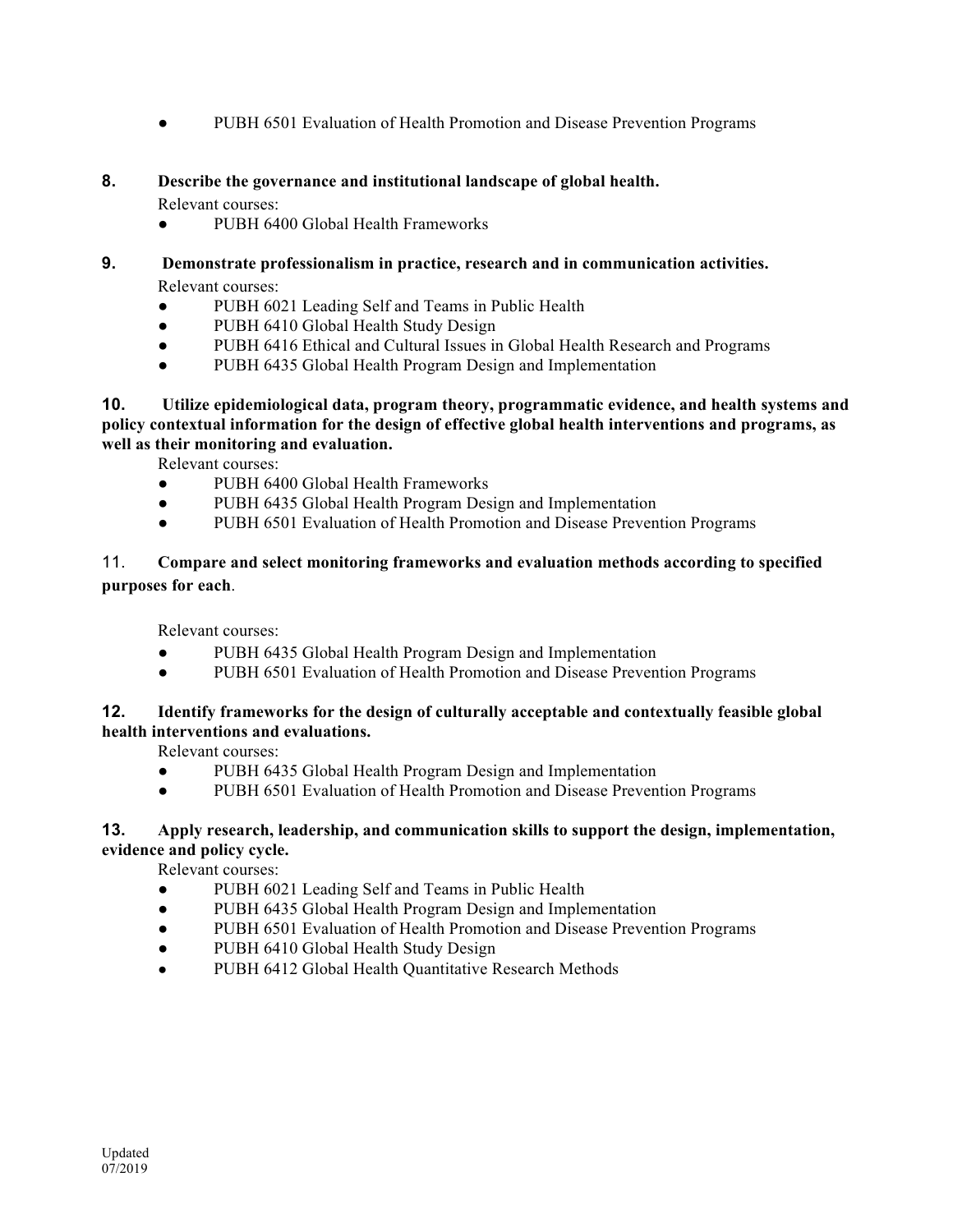- PUBH 6501 Evaluation of Health Promotion and Disease Prevention Programs

**8. Describe the governance and institutional landscape of global health.**

Relevant courses:

- PUBH 6400 Global Health Frameworks

**9. Demonstrate professionalism in practice, research and in communication activities.**

Relevant courses:

- PUBH 6021 Leading Self and Teams in Public Health
- PUBH 6410 Global Health Study Design
- PUBH 6416 Ethical and Cultural Issues in Global Health Research and Programs
- PUBH 6435 Global Health Program Design and Implementation

**10. Utilize epidemiological data, program theory, programmatic evidence, and health systems and policy contextual information for the design of effective global health interventions and programs, as well as their monitoring and evaluation.**

Relevant courses:

- PUBH 6400 Global Health Frameworks
- PUBH 6435 Global Health Program Design and Implementation
- PUBH 6501 Evaluation of Health Promotion and Disease Prevention Programs

11. **Compare and select monitoring frameworks and evaluation methods according to specified purposes for each**.

Relevant courses:

- PUBH 6435 Global Health Program Design and Implementation
- PUBH 6501 Evaluation of Health Promotion and Disease Prevention Programs

**12. Identify frameworks for the design of culturally acceptable and contextually feasible global health interventions and evaluations.**

Relevant courses:

- PUBH 6435 Global Health Program Design and Implementation
- PUBH 6501 Evaluation of Health Promotion and Disease Prevention Programs

**13. Apply research, leadership, and communication skills to support the design, implementation, evidence and policy cycle.**

Relevant courses:

- PUBH 6021 Leading Self and Teams in Public Health
- PUBH 6435 Global Health Program Design and Implementation
- PUBH 6501 Evaluation of Health Promotion and Disease Prevention Programs
- PUBH 6410 Global Health Study Design
- PUBH 6412 Global Health Quantitative Research Methods

Updated
07/2019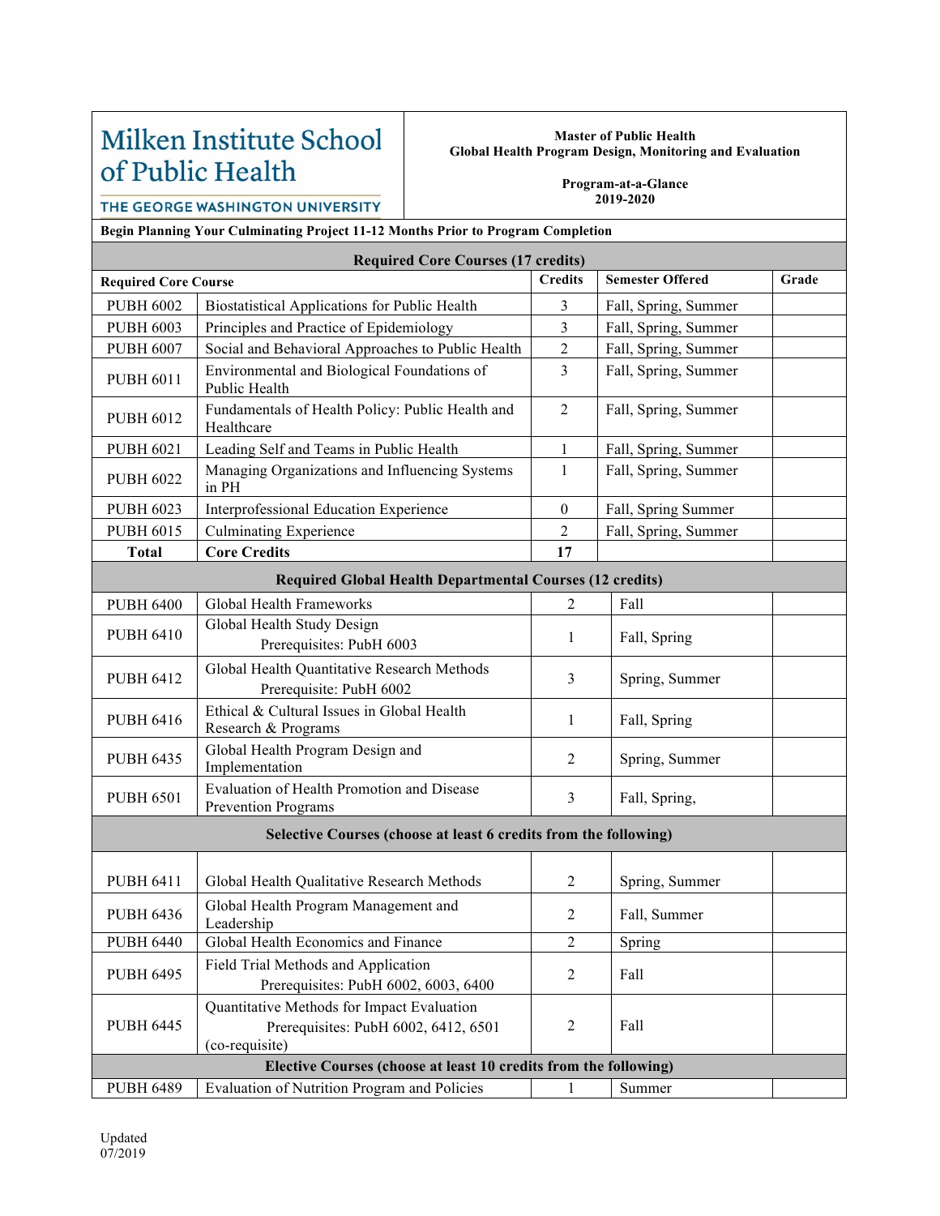**Milken Institute School of Public Health**
**THE GEORGE WASHINGTON UNIVERSITY**

**Master of Public Health**
**Global Health Program Design, Monitoring and Evaluation**

**Program-at-a-Glance**
**2019-2020**

**Begin Planning Your Culminating Project 11-12 Months Prior to Program Completion**

| Required Core Course | | Credits | Semester Offered | Grade |
|---|---|---|---|---|
| **Required Core Courses (17 credits)** | | | | |
| PUBH 6002 | Biostatistical Applications for Public Health | 3 | Fall, Spring, Summer | |
| PUBH 6003 | Principles and Practice of Epidemiology | 3 | Fall, Spring, Summer | |
| PUBH 6007 | Social and Behavioral Approaches to Public Health | 2 | Fall, Spring, Summer | |
| PUBH 6011 | Environmental and Biological Foundations of Public Health | 3 | Fall, Spring, Summer | |
| PUBH 6012 | Fundamentals of Health Policy: Public Health and Healthcare | 2 | Fall, Spring, Summer | |
| PUBH 6021 | Leading Self and Teams in Public Health | 1 | Fall, Spring, Summer | |
| PUBH 6022 | Managing Organizations and Influencing Systems in PH | 1 | Fall, Spring, Summer | |
| PUBH 6023 | Interprofessional Education Experience | 0 | Fall, Spring Summer | |
| PUBH 6015 | Culminating Experience | 2 | Fall, Spring, Summer | |
| **Total** | **Core Credits** | **17** | | |
| **Required Global Health Departmental Courses (12 credits)** | | | | |
| PUBH 6400 | Global Health Frameworks | 2 | Fall | |
| PUBH 6410 | Global Health Study Design<br>Prerequisites: PubH 6003 | 1 | Fall, Spring | |
| PUBH 6412 | Global Health Quantitative Research Methods<br>Prerequisite: PubH 6002 | 3 | Spring, Summer | |
| PUBH 6416 | Ethical & Cultural Issues in Global Health Research & Programs | 1 | Fall, Spring | |
| PUBH 6435 | Global Health Program Design and Implementation | 2 | Spring, Summer | |
| PUBH 6501 | Evaluation of Health Promotion and Disease Prevention Programs | 3 | Fall, Spring, | |
| **Selective Courses (choose at least 6 credits from the following)** | | | | |
| PUBH 6411 | Global Health Qualitative Research Methods | 2 | Spring, Summer | |
| PUBH 6436 | Global Health Program Management and Leadership | 2 | Fall, Summer | |
| PUBH 6440 | Global Health Economics and Finance | 2 | Spring | |
| PUBH 6495 | Field Trial Methods and Application<br>Prerequisites: PubH 6002, 6003, 6400 | 2 | Fall | |
| PUBH 6445 | Quantitative Methods for Impact Evaluation<br>Prerequisites: PubH 6002, 6412, 6501 (co-requisite) | 2 | Fall | |
| **Elective Courses (choose at least 10 credits from the following)** | | | | |
| PUBH 6489 | Evaluation of Nutrition Program and Policies | 1 | Summer | |

Updated
07/2019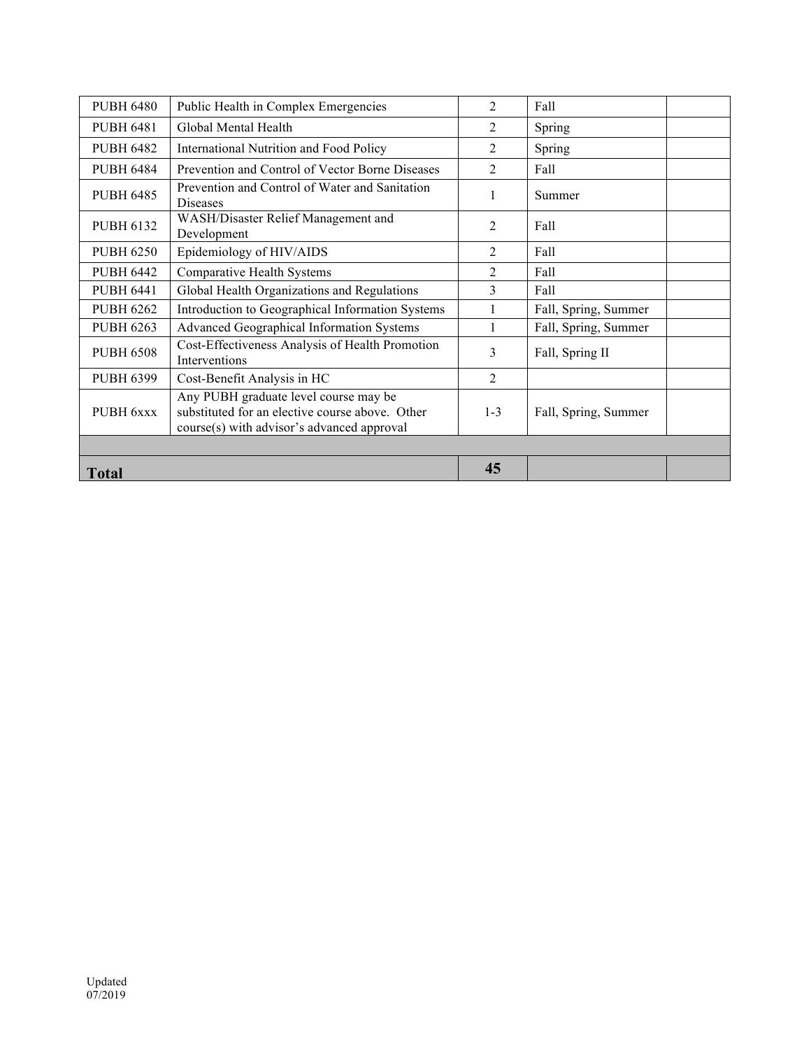| | | | | |
|---|---|---|---|---|
| PUBH 6480 | Public Health in Complex Emergencies | 2 | Fall | |
| PUBH 6481 | Global Mental Health | 2 | Spring | |
| PUBH 6482 | International Nutrition and Food Policy | 2 | Spring | |
| PUBH 6484 | Prevention and Control of Vector Borne Diseases | 2 | Fall | |
| PUBH 6485 | Prevention and Control of Water and Sanitation Diseases | 1 | Summer | |
| PUBH 6132 | WASH/Disaster Relief Management and Development | 2 | Fall | |
| PUBH 6250 | Epidemiology of HIV/AIDS | 2 | Fall | |
| PUBH 6442 | Comparative Health Systems | 2 | Fall | |
| PUBH 6441 | Global Health Organizations and Regulations | 3 | Fall | |
| PUBH 6262 | Introduction to Geographical Information Systems | 1 | Fall, Spring, Summer | |
| PUBH 6263 | Advanced Geographical Information Systems | 1 | Fall, Spring, Summer | |
| PUBH 6508 | Cost-Effectiveness Analysis of Health Promotion Interventions | 3 | Fall, Spring II | |
| PUBH 6399 | Cost-Benefit Analysis in HC | 2 | | |
| PUBH 6xxx | Any PUBH graduate level course may be substituted for an elective course above. Other course(s) with advisor's advanced approval | 1-3 | Fall, Spring, Summer | |
| | | | | |
| **Total** | | **45** | | |

Updated
07/2019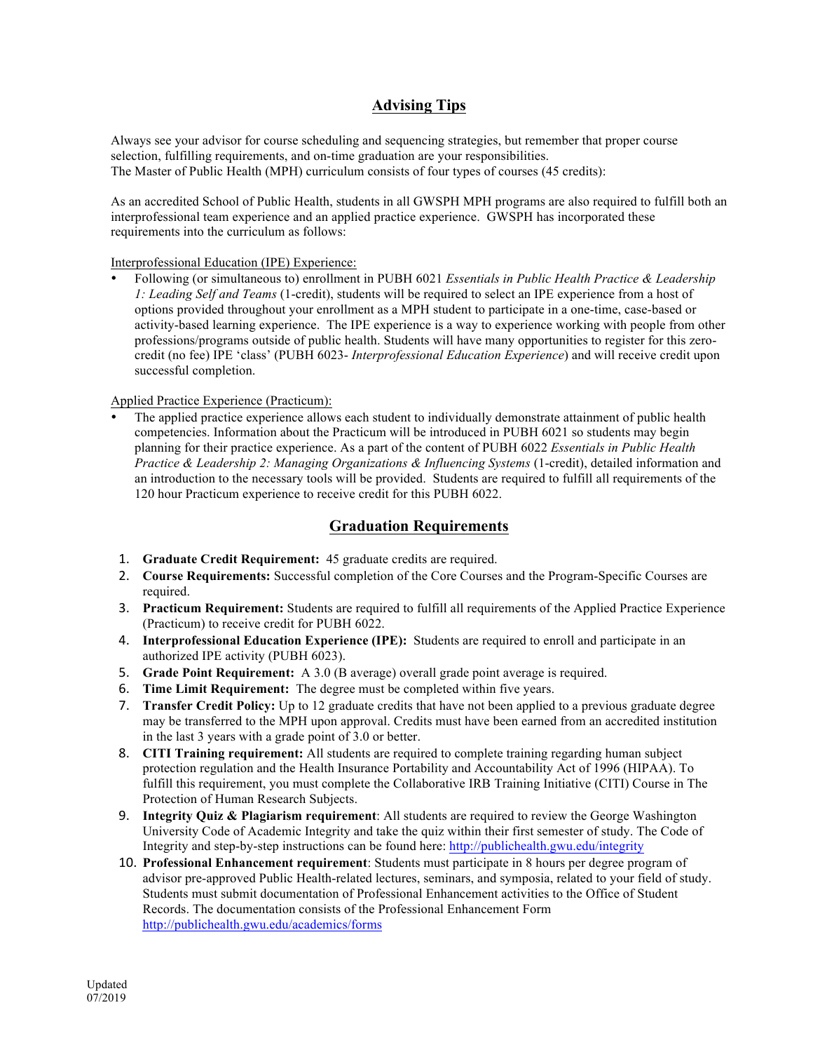## Advising Tips

Always see your advisor for course scheduling and sequencing strategies, but remember that proper course selection, fulfilling requirements, and on-time graduation are your responsibilities.
The Master of Public Health (MPH) curriculum consists of four types of courses (45 credits):

As an accredited School of Public Health, students in all GWSPH MPH programs are also required to fulfill both an interprofessional team experience and an applied practice experience. GWSPH has incorporated these requirements into the curriculum as follows:

Interprofessional Education (IPE) Experience:

- Following (or simultaneous to) enrollment in PUBH 6021 *Essentials in Public Health Practice & Leadership 1: Leading Self and Teams* (1-credit), students will be required to select an IPE experience from a host of options provided throughout your enrollment as a MPH student to participate in a one-time, case-based or activity-based learning experience. The IPE experience is a way to experience working with people from other professions/programs outside of public health. Students will have many opportunities to register for this zero-credit (no fee) IPE 'class' (PUBH 6023- *Interprofessional Education Experience*) and will receive credit upon successful completion.

Applied Practice Experience (Practicum):

- The applied practice experience allows each student to individually demonstrate attainment of public health competencies. Information about the Practicum will be introduced in PUBH 6021 so students may begin planning for their practice experience. As a part of the content of PUBH 6022 *Essentials in Public Health Practice & Leadership 2: Managing Organizations & Influencing Systems* (1-credit), detailed information and an introduction to the necessary tools will be provided. Students are required to fulfill all requirements of the 120 hour Practicum experience to receive credit for this PUBH 6022.

## Graduation Requirements

1. **Graduate Credit Requirement:** 45 graduate credits are required.
2. **Course Requirements:** Successful completion of the Core Courses and the Program-Specific Courses are required.
3. **Practicum Requirement:** Students are required to fulfill all requirements of the Applied Practice Experience (Practicum) to receive credit for PUBH 6022.
4. **Interprofessional Education Experience (IPE):** Students are required to enroll and participate in an authorized IPE activity (PUBH 6023).
5. **Grade Point Requirement:** A 3.0 (B average) overall grade point average is required.
6. **Time Limit Requirement:** The degree must be completed within five years.
7. **Transfer Credit Policy:** Up to 12 graduate credits that have not been applied to a previous graduate degree may be transferred to the MPH upon approval. Credits must have been earned from an accredited institution in the last 3 years with a grade point of 3.0 or better.
8. **CITI Training requirement:** All students are required to complete training regarding human subject protection regulation and the Health Insurance Portability and Accountability Act of 1996 (HIPAA). To fulfill this requirement, you must complete the Collaborative IRB Training Initiative (CITI) Course in The Protection of Human Research Subjects.
9. **Integrity Quiz & Plagiarism requirement**: All students are required to review the George Washington University Code of Academic Integrity and take the quiz within their first semester of study. The Code of Integrity and step-by-step instructions can be found here: http://publichealth.gwu.edu/integrity
10. **Professional Enhancement requirement**: Students must participate in 8 hours per degree program of advisor pre-approved Public Health-related lectures, seminars, and symposia, related to your field of study. Students must submit documentation of Professional Enhancement activities to the Office of Student Records. The documentation consists of the Professional Enhancement Form http://publichealth.gwu.edu/academics/forms

Updated
07/2019